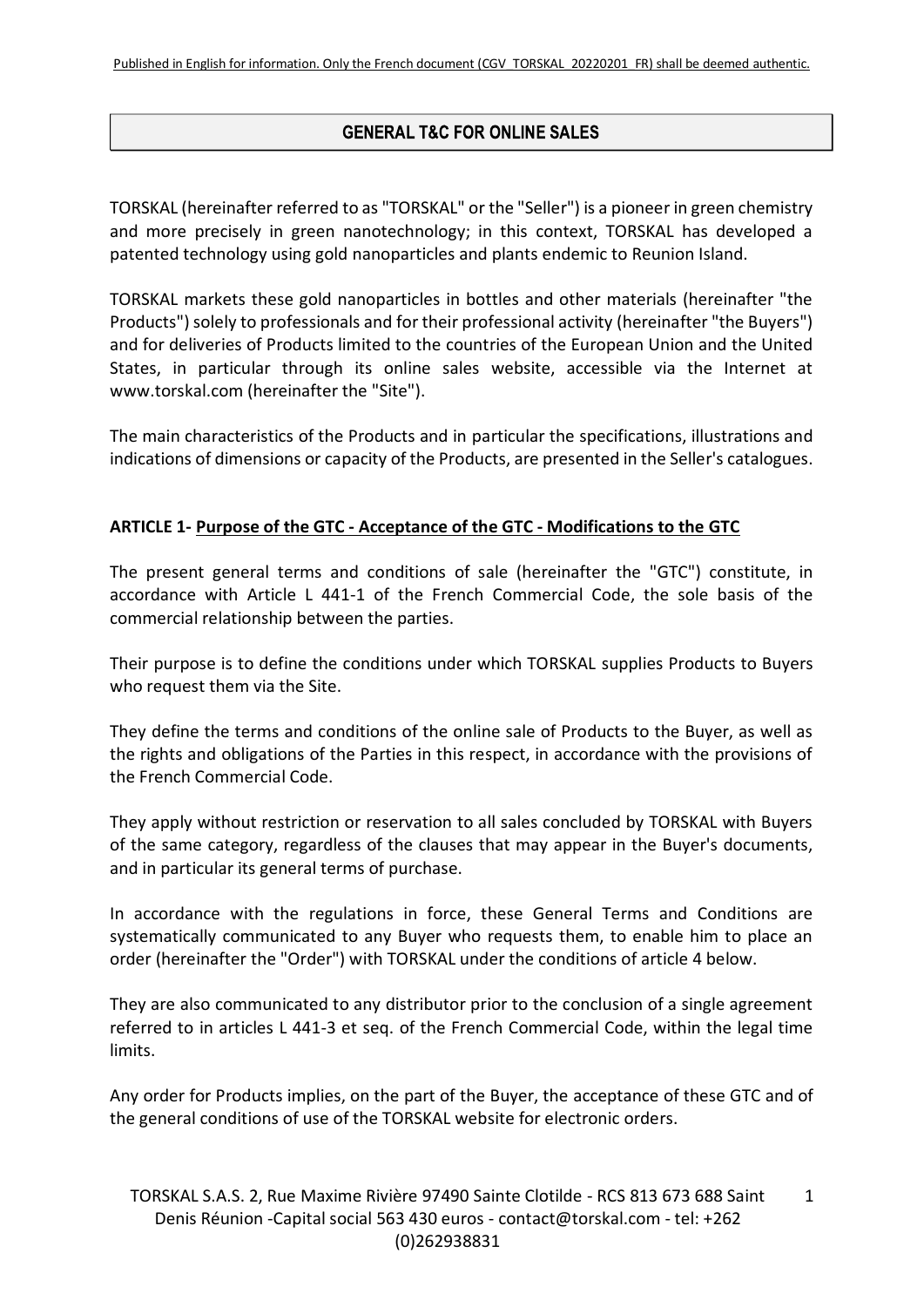Published in English for information. Only the French document (CGV_TORSKAL_20220201_FR) shall be deemed authentic.

# GENERAL T&C FOR ONLINE SALES

TORSKAL (hereinafter referred to as "TORSKAL" or the "Seller") is a pioneer in green chemistry and more precisely in green nanotechnology; in this context, TORSKAL has developed a patented technology using gold nanoparticles and plants endemic to Reunion Island.

TORSKAL markets these gold nanoparticles in bottles and other materials (hereinafter "the Products") solely to professionals and for their professional activity (hereinafter "the Buyers") and for deliveries of Products limited to the countries of the European Union and the United States, in particular through its online sales website, accessible via the Internet at www.torskal.com (hereinafter the "Site").

The main characteristics of the Products and in particular the specifications, illustrations and indications of dimensions or capacity of the Products, are presented in the Seller's catalogues.

## ARTICLE 1- Purpose of the GTC - Acceptance of the GTC - Modifications to the GTC

The present general terms and conditions of sale (hereinafter the "GTC") constitute, in accordance with Article L 441-1 of the French Commercial Code, the sole basis of the commercial relationship between the parties.

Their purpose is to define the conditions under which TORSKAL supplies Products to Buyers who request them via the Site.

They define the terms and conditions of the online sale of Products to the Buyer, as well as the rights and obligations of the Parties in this respect, in accordance with the provisions of the French Commercial Code.

They apply without restriction or reservation to all sales concluded by TORSKAL with Buyers of the same category, regardless of the clauses that may appear in the Buyer's documents, and in particular its general terms of purchase.

In accordance with the regulations in force, these General Terms and Conditions are systematically communicated to any Buyer who requests them, to enable him to place an order (hereinafter the "Order") with TORSKAL under the conditions of article 4 below.

They are also communicated to any distributor prior to the conclusion of a single agreement referred to in articles L 441-3 et seq. of the French Commercial Code, within the legal time limits.

Any order for Products implies, on the part of the Buyer, the acceptance of these GTC and of the general conditions of use of the TORSKAL website for electronic orders.

TORSKAL S.A.S. 2, Rue Maxime Rivière 97490 Sainte Clotilde - RCS 813 673 688 Saint Denis Réunion -Capital social 563 430 euros - contact@torskal.com - tel: +262 (0)262938831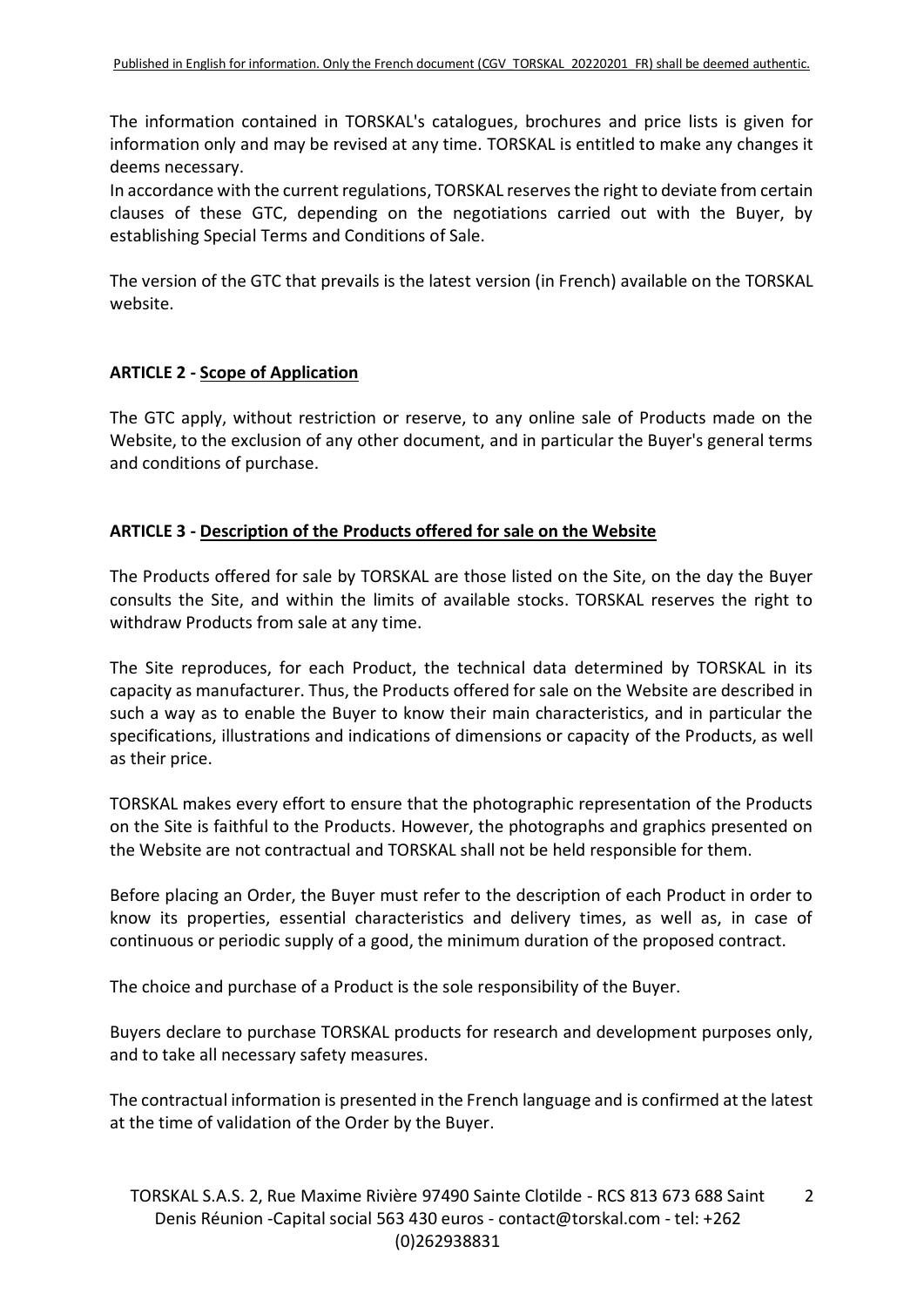The information contained in TORSKAL's catalogues, brochures and price lists is given for information only and may be revised at any time. TORSKAL is entitled to make any changes it deems necessary.
In accordance with the current regulations, TORSKAL reserves the right to deviate from certain clauses of these GTC, depending on the negotiations carried out with the Buyer, by establishing Special Terms and Conditions of Sale.

The version of the GTC that prevails is the latest version (in French) available on the TORSKAL website.

**ARTICLE 2 - Scope of Application**

The GTC apply, without restriction or reserve, to any online sale of Products made on the Website, to the exclusion of any other document, and in particular the Buyer's general terms and conditions of purchase.

**ARTICLE 3 - Description of the Products offered for sale on the Website**

The Products offered for sale by TORSKAL are those listed on the Site, on the day the Buyer consults the Site, and within the limits of available stocks. TORSKAL reserves the right to withdraw Products from sale at any time.

The Site reproduces, for each Product, the technical data determined by TORSKAL in its capacity as manufacturer. Thus, the Products offered for sale on the Website are described in such a way as to enable the Buyer to know their main characteristics, and in particular the specifications, illustrations and indications of dimensions or capacity of the Products, as well as their price.

TORSKAL makes every effort to ensure that the photographic representation of the Products on the Site is faithful to the Products. However, the photographs and graphics presented on the Website are not contractual and TORSKAL shall not be held responsible for them.

Before placing an Order, the Buyer must refer to the description of each Product in order to know its properties, essential characteristics and delivery times, as well as, in case of continuous or periodic supply of a good, the minimum duration of the proposed contract.

The choice and purchase of a Product is the sole responsibility of the Buyer.

Buyers declare to purchase TORSKAL products for research and development purposes only, and to take all necessary safety measures.

The contractual information is presented in the French language and is confirmed at the latest at the time of validation of the Order by the Buyer.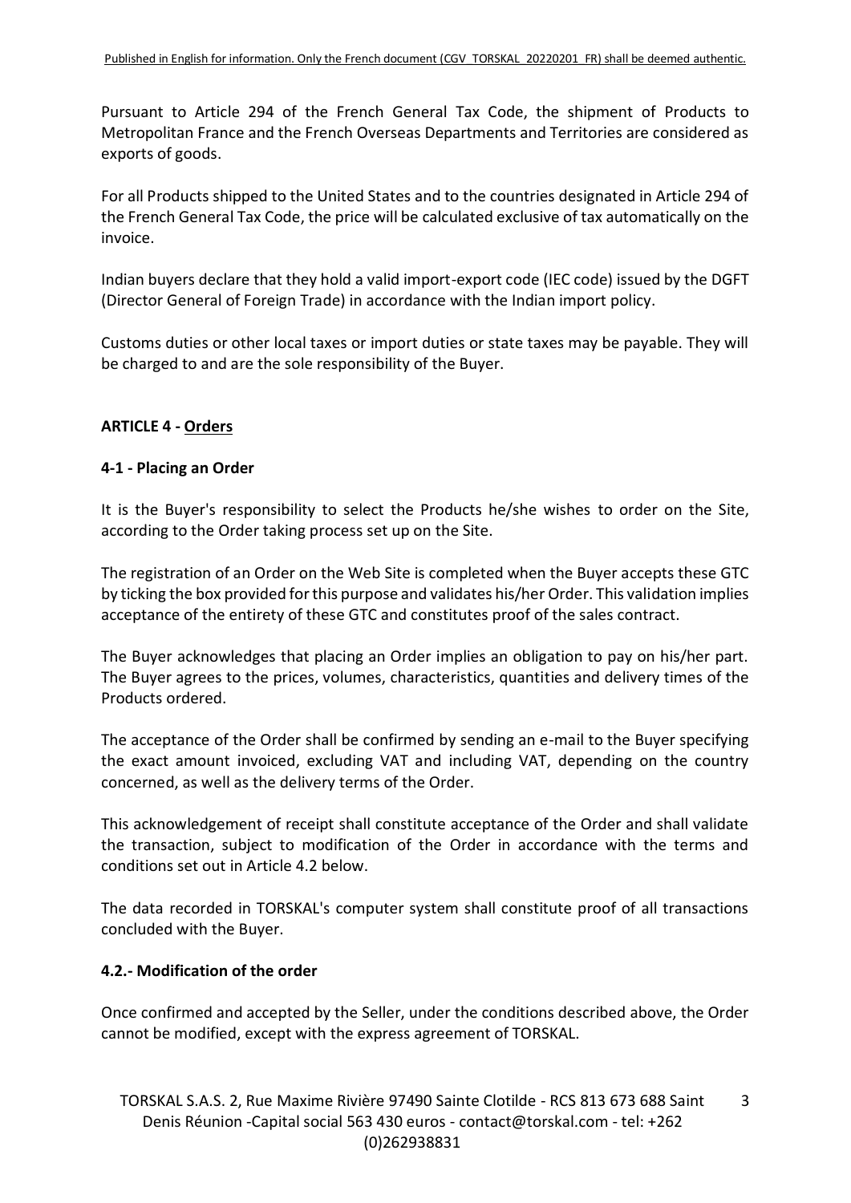Pursuant to Article 294 of the French General Tax Code, the shipment of Products to Metropolitan France and the French Overseas Departments and Territories are considered as exports of goods.

For all Products shipped to the United States and to the countries designated in Article 294 of the French General Tax Code, the price will be calculated exclusive of tax automatically on the invoice.

Indian buyers declare that they hold a valid import-export code (IEC code) issued by the DGFT (Director General of Foreign Trade) in accordance with the Indian import policy.

Customs duties or other local taxes or import duties or state taxes may be payable. They will be charged to and are the sole responsibility of the Buyer.

## ARTICLE 4 - Orders

### 4-1 - Placing an Order

It is the Buyer's responsibility to select the Products he/she wishes to order on the Site, according to the Order taking process set up on the Site.

The registration of an Order on the Web Site is completed when the Buyer accepts these GTC by ticking the box provided for this purpose and validates his/her Order. This validation implies acceptance of the entirety of these GTC and constitutes proof of the sales contract.

The Buyer acknowledges that placing an Order implies an obligation to pay on his/her part. The Buyer agrees to the prices, volumes, characteristics, quantities and delivery times of the Products ordered.

The acceptance of the Order shall be confirmed by sending an e-mail to the Buyer specifying the exact amount invoiced, excluding VAT and including VAT, depending on the country concerned, as well as the delivery terms of the Order.

This acknowledgement of receipt shall constitute acceptance of the Order and shall validate the transaction, subject to modification of the Order in accordance with the terms and conditions set out in Article 4.2 below.

The data recorded in TORSKAL's computer system shall constitute proof of all transactions concluded with the Buyer.

### 4.2.- Modification of the order

Once confirmed and accepted by the Seller, under the conditions described above, the Order cannot be modified, except with the express agreement of TORSKAL.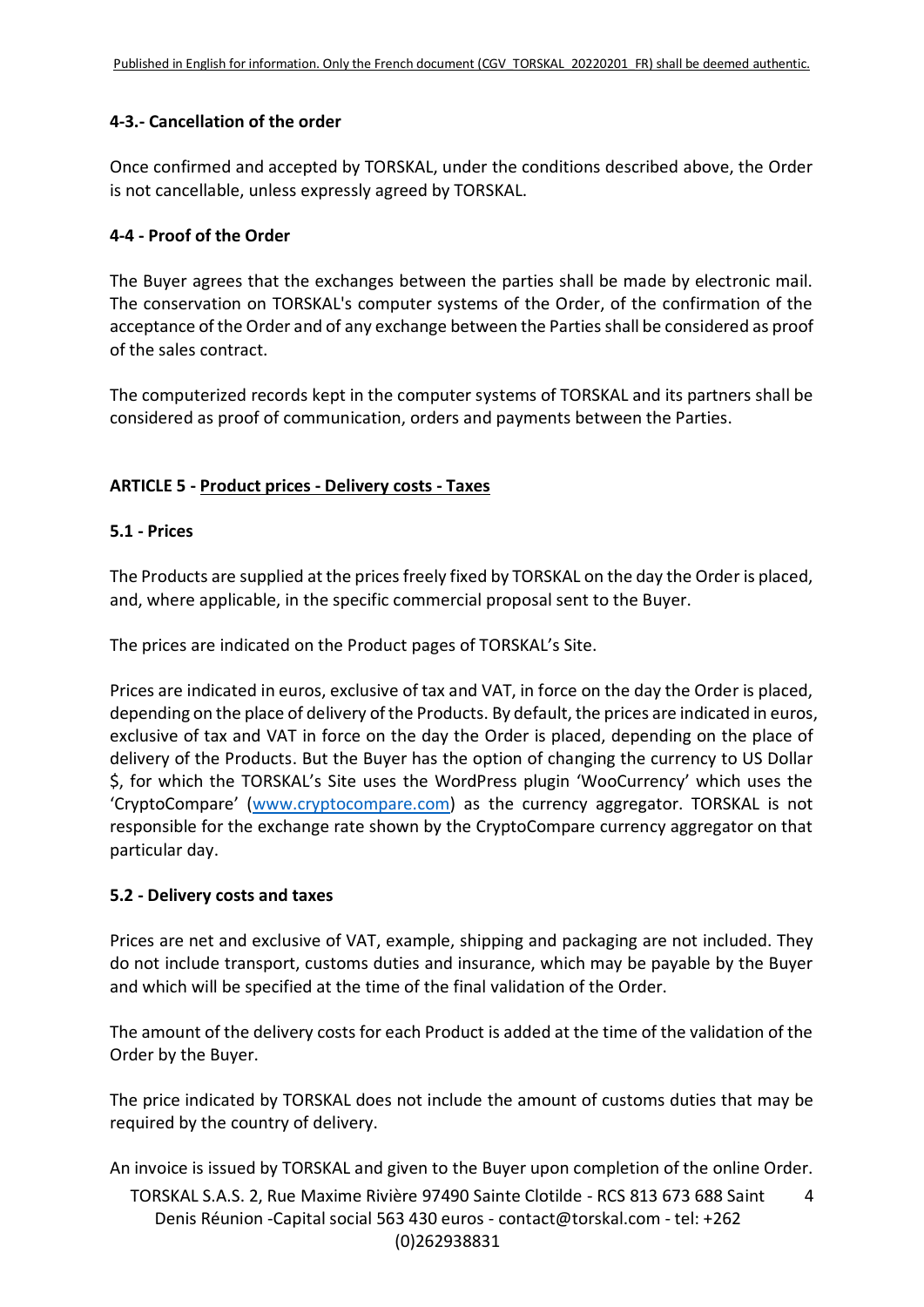### 4-3.- Cancellation of the order

Once confirmed and accepted by TORSKAL, under the conditions described above, the Order is not cancellable, unless expressly agreed by TORSKAL.

### 4-4 - Proof of the Order

The Buyer agrees that the exchanges between the parties shall be made by electronic mail. The conservation on TORSKAL's computer systems of the Order, of the confirmation of the acceptance of the Order and of any exchange between the Parties shall be considered as proof of the sales contract.

The computerized records kept in the computer systems of TORSKAL and its partners shall be considered as proof of communication, orders and payments between the Parties.

## ARTICLE 5 - Product prices - Delivery costs - Taxes

### 5.1 - Prices

The Products are supplied at the prices freely fixed by TORSKAL on the day the Order is placed, and, where applicable, in the specific commercial proposal sent to the Buyer.

The prices are indicated on the Product pages of TORSKAL's Site.

Prices are indicated in euros, exclusive of tax and VAT, in force on the day the Order is placed, depending on the place of delivery of the Products. By default, the prices are indicated in euros, exclusive of tax and VAT in force on the day the Order is placed, depending on the place of delivery of the Products. But the Buyer has the option of changing the currency to US Dollar $, for which the TORSKAL's Site uses the WordPress plugin 'WooCurrency' which uses the 'CryptoCompare' ([www.cryptocompare.com](http://www.cryptocompare.com)) as the currency aggregator. TORSKAL is not responsible for the exchange rate shown by the CryptoCompare currency aggregator on that particular day.

### 5.2 - Delivery costs and taxes

Prices are net and exclusive of VAT, example, shipping and packaging are not included. They do not include transport, customs duties and insurance, which may be payable by the Buyer and which will be specified at the time of the final validation of the Order.

The amount of the delivery costs for each Product is added at the time of the validation of the Order by the Buyer.

The price indicated by TORSKAL does not include the amount of customs duties that may be required by the country of delivery.

An invoice is issued by TORSKAL and given to the Buyer upon completion of the online Order.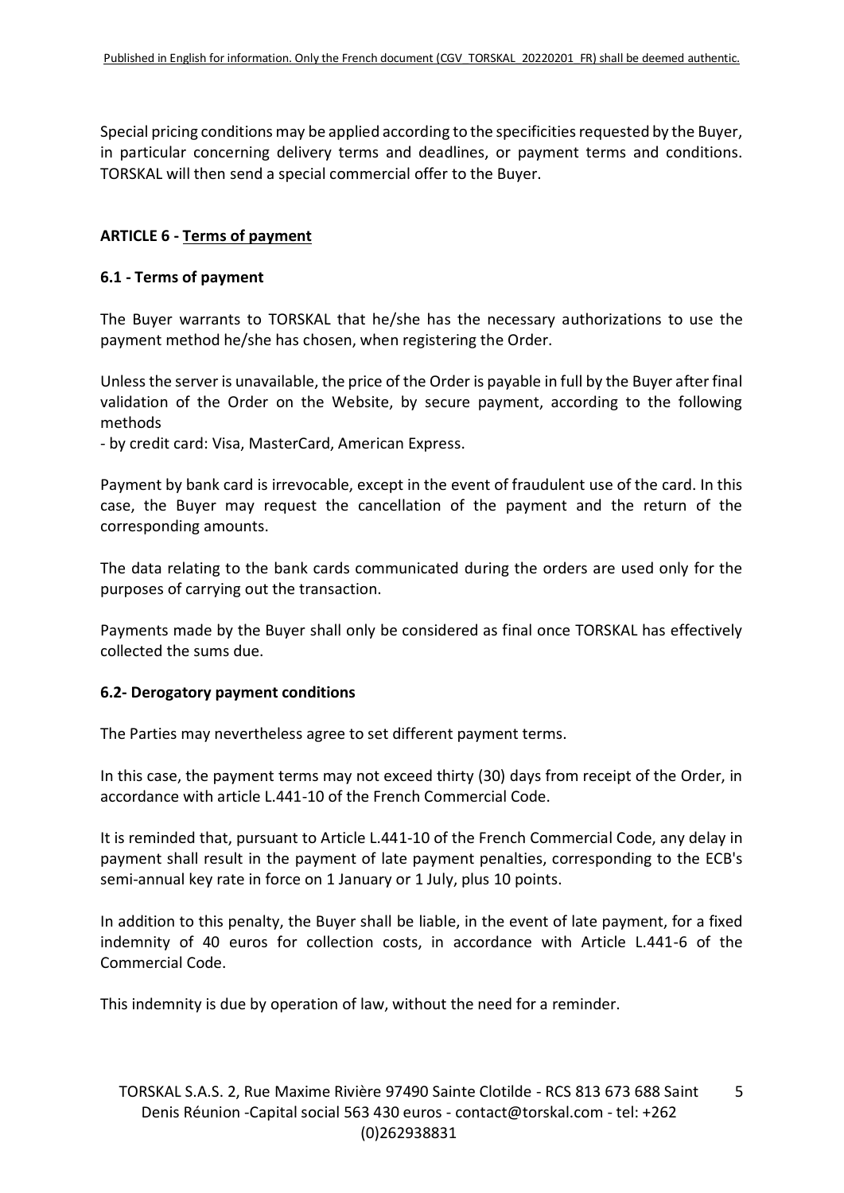Special pricing conditions may be applied according to the specificities requested by the Buyer, in particular concerning delivery terms and deadlines, or payment terms and conditions. TORSKAL will then send a special commercial offer to the Buyer.

## ARTICLE 6 - Terms of payment

### 6.1 - Terms of payment

The Buyer warrants to TORSKAL that he/she has the necessary authorizations to use the payment method he/she has chosen, when registering the Order.

Unless the server is unavailable, the price of the Order is payable in full by the Buyer after final validation of the Order on the Website, by secure payment, according to the following methods

- by credit card: Visa, MasterCard, American Express.

Payment by bank card is irrevocable, except in the event of fraudulent use of the card. In this case, the Buyer may request the cancellation of the payment and the return of the corresponding amounts.

The data relating to the bank cards communicated during the orders are used only for the purposes of carrying out the transaction.

Payments made by the Buyer shall only be considered as final once TORSKAL has effectively collected the sums due.

### 6.2- Derogatory payment conditions

The Parties may nevertheless agree to set different payment terms.

In this case, the payment terms may not exceed thirty (30) days from receipt of the Order, in accordance with article L.441-10 of the French Commercial Code.

It is reminded that, pursuant to Article L.441-10 of the French Commercial Code, any delay in payment shall result in the payment of late payment penalties, corresponding to the ECB's semi-annual key rate in force on 1 January or 1 July, plus 10 points.

In addition to this penalty, the Buyer shall be liable, in the event of late payment, for a fixed indemnity of 40 euros for collection costs, in accordance with Article L.441-6 of the Commercial Code.

This indemnity is due by operation of law, without the need for a reminder.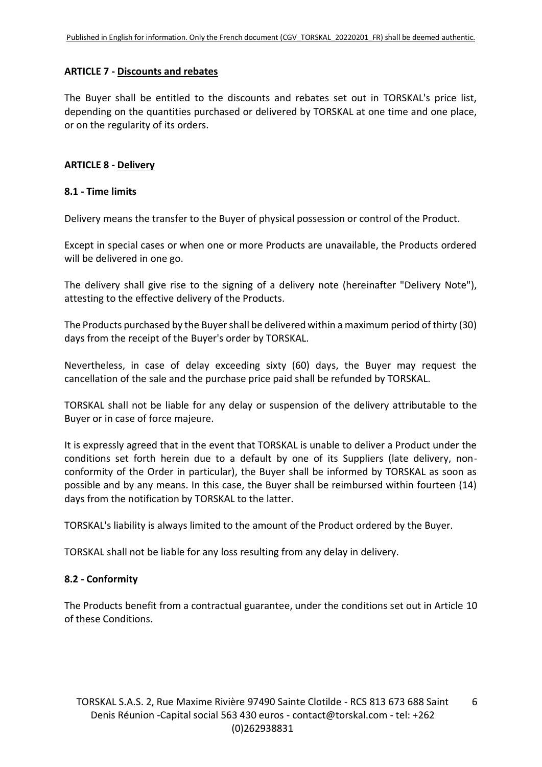## ARTICLE 7 - Discounts and rebates

The Buyer shall be entitled to the discounts and rebates set out in TORSKAL's price list, depending on the quantities purchased or delivered by TORSKAL at one time and one place, or on the regularity of its orders.

## ARTICLE 8 - Delivery

### 8.1 - Time limits

Delivery means the transfer to the Buyer of physical possession or control of the Product.

Except in special cases or when one or more Products are unavailable, the Products ordered will be delivered in one go.

The delivery shall give rise to the signing of a delivery note (hereinafter "Delivery Note"), attesting to the effective delivery of the Products.

The Products purchased by the Buyer shall be delivered within a maximum period of thirty (30) days from the receipt of the Buyer's order by TORSKAL.

Nevertheless, in case of delay exceeding sixty (60) days, the Buyer may request the cancellation of the sale and the purchase price paid shall be refunded by TORSKAL.

TORSKAL shall not be liable for any delay or suspension of the delivery attributable to the Buyer or in case of force majeure.

It is expressly agreed that in the event that TORSKAL is unable to deliver a Product under the conditions set forth herein due to a default by one of its Suppliers (late delivery, non-conformity of the Order in particular), the Buyer shall be informed by TORSKAL as soon as possible and by any means. In this case, the Buyer shall be reimbursed within fourteen (14) days from the notification by TORSKAL to the latter.

TORSKAL's liability is always limited to the amount of the Product ordered by the Buyer.

TORSKAL shall not be liable for any loss resulting from any delay in delivery.

### 8.2 - Conformity

The Products benefit from a contractual guarantee, under the conditions set out in Article 10 of these Conditions.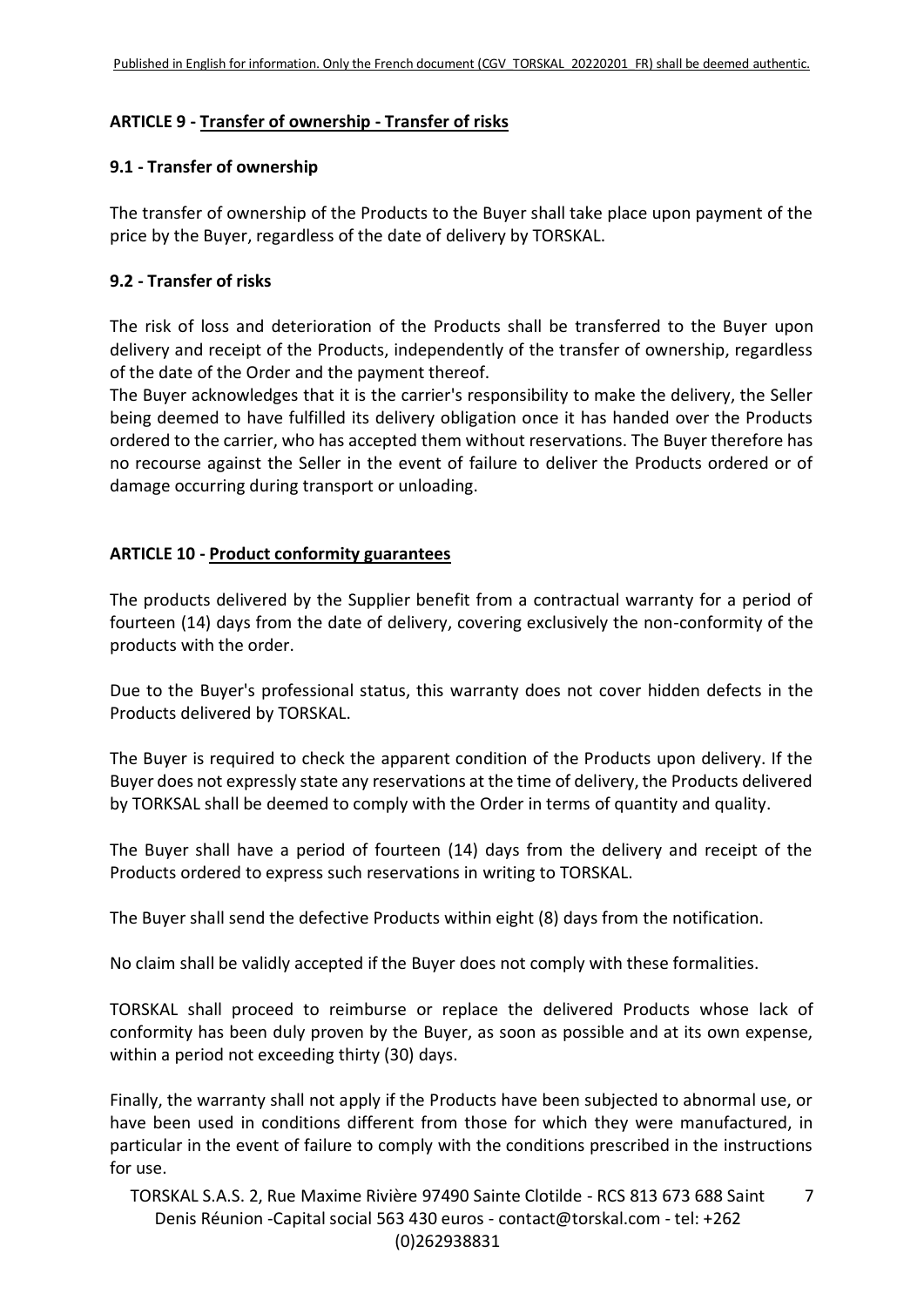## ARTICLE 9 - Transfer of ownership - Transfer of risks

### 9.1 - Transfer of ownership

The transfer of ownership of the Products to the Buyer shall take place upon payment of the price by the Buyer, regardless of the date of delivery by TORSKAL.

### 9.2 - Transfer of risks

The risk of loss and deterioration of the Products shall be transferred to the Buyer upon delivery and receipt of the Products, independently of the transfer of ownership, regardless of the date of the Order and the payment thereof.
The Buyer acknowledges that it is the carrier's responsibility to make the delivery, the Seller being deemed to have fulfilled its delivery obligation once it has handed over the Products ordered to the carrier, who has accepted them without reservations. The Buyer therefore has no recourse against the Seller in the event of failure to deliver the Products ordered or of damage occurring during transport or unloading.

## ARTICLE 10 - Product conformity guarantees

The products delivered by the Supplier benefit from a contractual warranty for a period of fourteen (14) days from the date of delivery, covering exclusively the non-conformity of the products with the order.

Due to the Buyer's professional status, this warranty does not cover hidden defects in the Products delivered by TORSKAL.

The Buyer is required to check the apparent condition of the Products upon delivery. If the Buyer does not expressly state any reservations at the time of delivery, the Products delivered by TORKSAL shall be deemed to comply with the Order in terms of quantity and quality.

The Buyer shall have a period of fourteen (14) days from the delivery and receipt of the Products ordered to express such reservations in writing to TORSKAL.

The Buyer shall send the defective Products within eight (8) days from the notification.

No claim shall be validly accepted if the Buyer does not comply with these formalities.

TORSKAL shall proceed to reimburse or replace the delivered Products whose lack of conformity has been duly proven by the Buyer, as soon as possible and at its own expense, within a period not exceeding thirty (30) days.

Finally, the warranty shall not apply if the Products have been subjected to abnormal use, or have been used in conditions different from those for which they were manufactured, in particular in the event of failure to comply with the conditions prescribed in the instructions for use.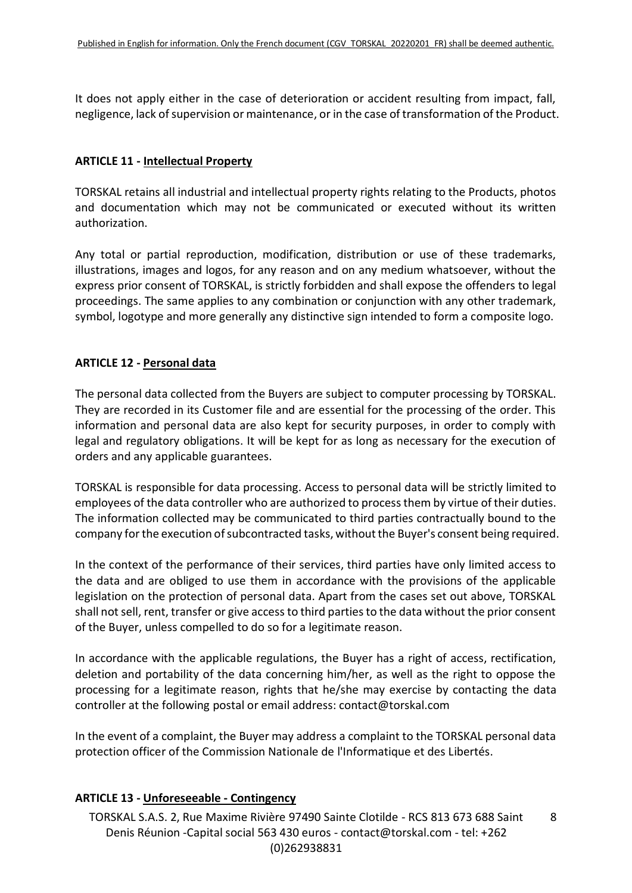It does not apply either in the case of deterioration or accident resulting from impact, fall, negligence, lack of supervision or maintenance, or in the case of transformation of the Product.

## ARTICLE 11 - Intellectual Property

TORSKAL retains all industrial and intellectual property rights relating to the Products, photos and documentation which may not be communicated or executed without its written authorization.

Any total or partial reproduction, modification, distribution or use of these trademarks, illustrations, images and logos, for any reason and on any medium whatsoever, without the express prior consent of TORSKAL, is strictly forbidden and shall expose the offenders to legal proceedings. The same applies to any combination or conjunction with any other trademark, symbol, logotype and more generally any distinctive sign intended to form a composite logo.

## ARTICLE 12 - Personal data

The personal data collected from the Buyers are subject to computer processing by TORSKAL. They are recorded in its Customer file and are essential for the processing of the order. This information and personal data are also kept for security purposes, in order to comply with legal and regulatory obligations. It will be kept for as long as necessary for the execution of orders and any applicable guarantees.

TORSKAL is responsible for data processing. Access to personal data will be strictly limited to employees of the data controller who are authorized to process them by virtue of their duties. The information collected may be communicated to third parties contractually bound to the company for the execution of subcontracted tasks, without the Buyer's consent being required.

In the context of the performance of their services, third parties have only limited access to the data and are obliged to use them in accordance with the provisions of the applicable legislation on the protection of personal data. Apart from the cases set out above, TORSKAL shall not sell, rent, transfer or give access to third parties to the data without the prior consent of the Buyer, unless compelled to do so for a legitimate reason.

In accordance with the applicable regulations, the Buyer has a right of access, rectification, deletion and portability of the data concerning him/her, as well as the right to oppose the processing for a legitimate reason, rights that he/she may exercise by contacting the data controller at the following postal or email address: contact@torskal.com

In the event of a complaint, the Buyer may address a complaint to the TORSKAL personal data protection officer of the Commission Nationale de l'Informatique et des Libertés.

## ARTICLE 13 - Unforeseeable - Contingency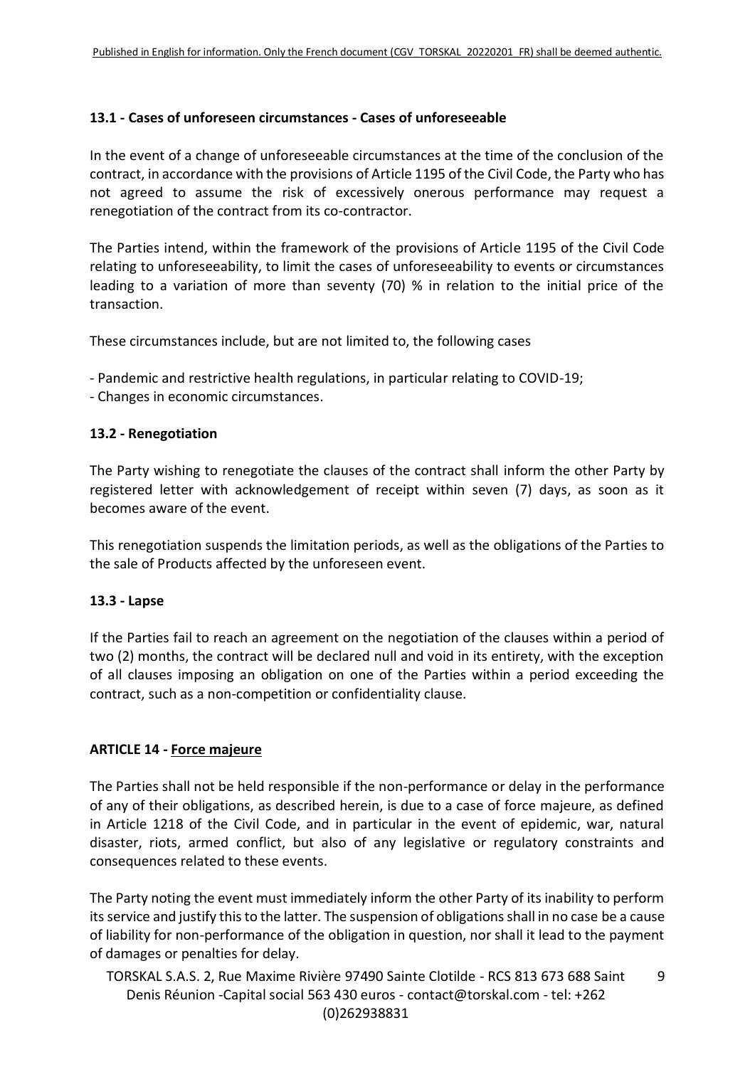### 13.1 - Cases of unforeseen circumstances - Cases of unforeseeable

In the event of a change of unforeseeable circumstances at the time of the conclusion of the contract, in accordance with the provisions of Article 1195 of the Civil Code, the Party who has not agreed to assume the risk of excessively onerous performance may request a renegotiation of the contract from its co-contractor.

The Parties intend, within the framework of the provisions of Article 1195 of the Civil Code relating to unforeseeability, to limit the cases of unforeseeability to events or circumstances leading to a variation of more than seventy (70) % in relation to the initial price of the transaction.

These circumstances include, but are not limited to, the following cases

- Pandemic and restrictive health regulations, in particular relating to COVID-19;
- Changes in economic circumstances.

### 13.2 - Renegotiation

The Party wishing to renegotiate the clauses of the contract shall inform the other Party by registered letter with acknowledgement of receipt within seven (7) days, as soon as it becomes aware of the event.

This renegotiation suspends the limitation periods, as well as the obligations of the Parties to the sale of Products affected by the unforeseen event.

### 13.3 - Lapse

If the Parties fail to reach an agreement on the negotiation of the clauses within a period of two (2) months, the contract will be declared null and void in its entirety, with the exception of all clauses imposing an obligation on one of the Parties within a period exceeding the contract, such as a non-competition or confidentiality clause.

## ARTICLE 14 - Force majeure

The Parties shall not be held responsible if the non-performance or delay in the performance of any of their obligations, as described herein, is due to a case of force majeure, as defined in Article 1218 of the Civil Code, and in particular in the event of epidemic, war, natural disaster, riots, armed conflict, but also of any legislative or regulatory constraints and consequences related to these events.

The Party noting the event must immediately inform the other Party of its inability to perform its service and justify this to the latter. The suspension of obligations shall in no case be a cause of liability for non-performance of the obligation in question, nor shall it lead to the payment of damages or penalties for delay.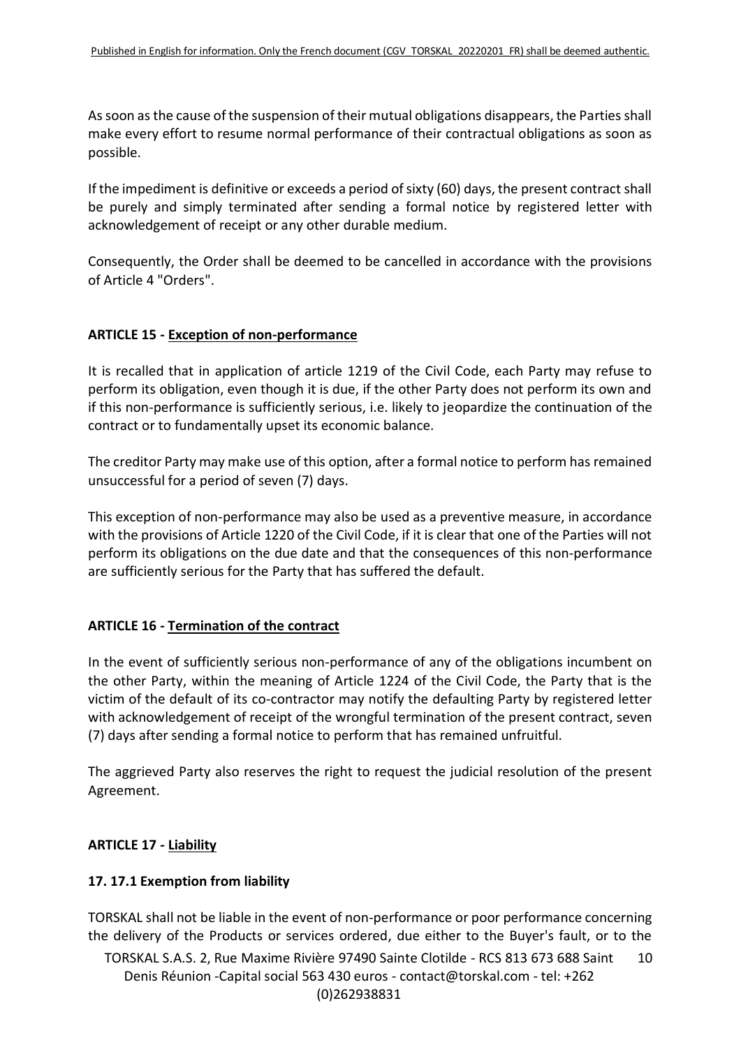As soon as the cause of the suspension of their mutual obligations disappears, the Parties shall make every effort to resume normal performance of their contractual obligations as soon as possible.

If the impediment is definitive or exceeds a period of sixty (60) days, the present contract shall be purely and simply terminated after sending a formal notice by registered letter with acknowledgement of receipt or any other durable medium.

Consequently, the Order shall be deemed to be cancelled in accordance with the provisions of Article 4 "Orders".

## ARTICLE 15 - Exception of non-performance

It is recalled that in application of article 1219 of the Civil Code, each Party may refuse to perform its obligation, even though it is due, if the other Party does not perform its own and if this non-performance is sufficiently serious, i.e. likely to jeopardize the continuation of the contract or to fundamentally upset its economic balance.

The creditor Party may make use of this option, after a formal notice to perform has remained unsuccessful for a period of seven (7) days.

This exception of non-performance may also be used as a preventive measure, in accordance with the provisions of Article 1220 of the Civil Code, if it is clear that one of the Parties will not perform its obligations on the due date and that the consequences of this non-performance are sufficiently serious for the Party that has suffered the default.

## ARTICLE 16 - Termination of the contract

In the event of sufficiently serious non-performance of any of the obligations incumbent on the other Party, within the meaning of Article 1224 of the Civil Code, the Party that is the victim of the default of its co-contractor may notify the defaulting Party by registered letter with acknowledgement of receipt of the wrongful termination of the present contract, seven (7) days after sending a formal notice to perform that has remained unfruitful.

The aggrieved Party also reserves the right to request the judicial resolution of the present Agreement.

## ARTICLE 17 - Liability

### 17. 17.1 Exemption from liability

TORSKAL shall not be liable in the event of non-performance or poor performance concerning the delivery of the Products or services ordered, due either to the Buyer's fault, or to the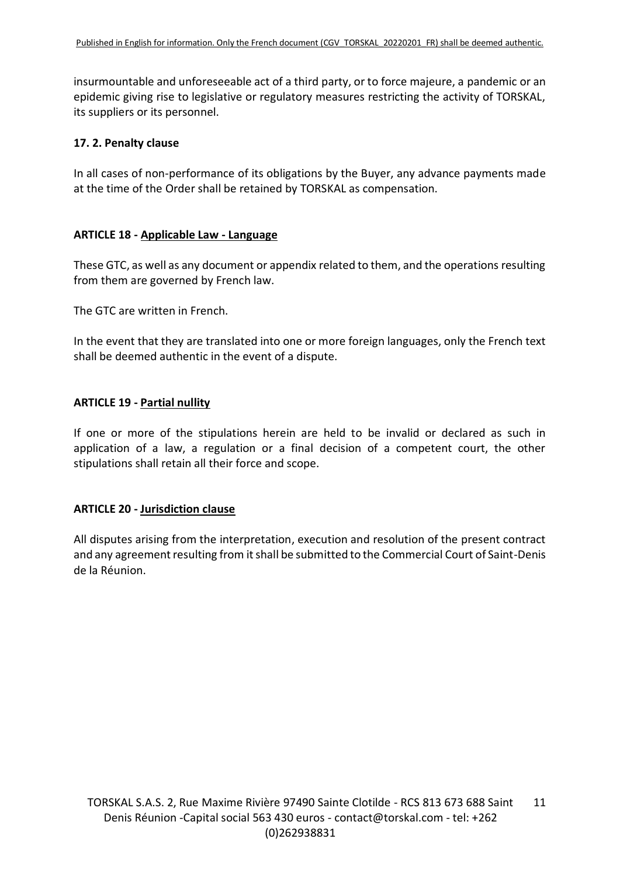insurmountable and unforeseeable act of a third party, or to force majeure, a pandemic or an epidemic giving rise to legislative or regulatory measures restricting the activity of TORSKAL, its suppliers or its personnel.

**17. 2. Penalty clause**

In all cases of non-performance of its obligations by the Buyer, any advance payments made at the time of the Order shall be retained by TORSKAL as compensation.

## ARTICLE 18 - Applicable Law - Language

These GTC, as well as any document or appendix related to them, and the operations resulting from them are governed by French law.

The GTC are written in French.

In the event that they are translated into one or more foreign languages, only the French text shall be deemed authentic in the event of a dispute.

## ARTICLE 19 - Partial nullity

If one or more of the stipulations herein are held to be invalid or declared as such in application of a law, a regulation or a final decision of a competent court, the other stipulations shall retain all their force and scope.

## ARTICLE 20 - Jurisdiction clause

All disputes arising from the interpretation, execution and resolution of the present contract and any agreement resulting from it shall be submitted to the Commercial Court of Saint-Denis de la Réunion.